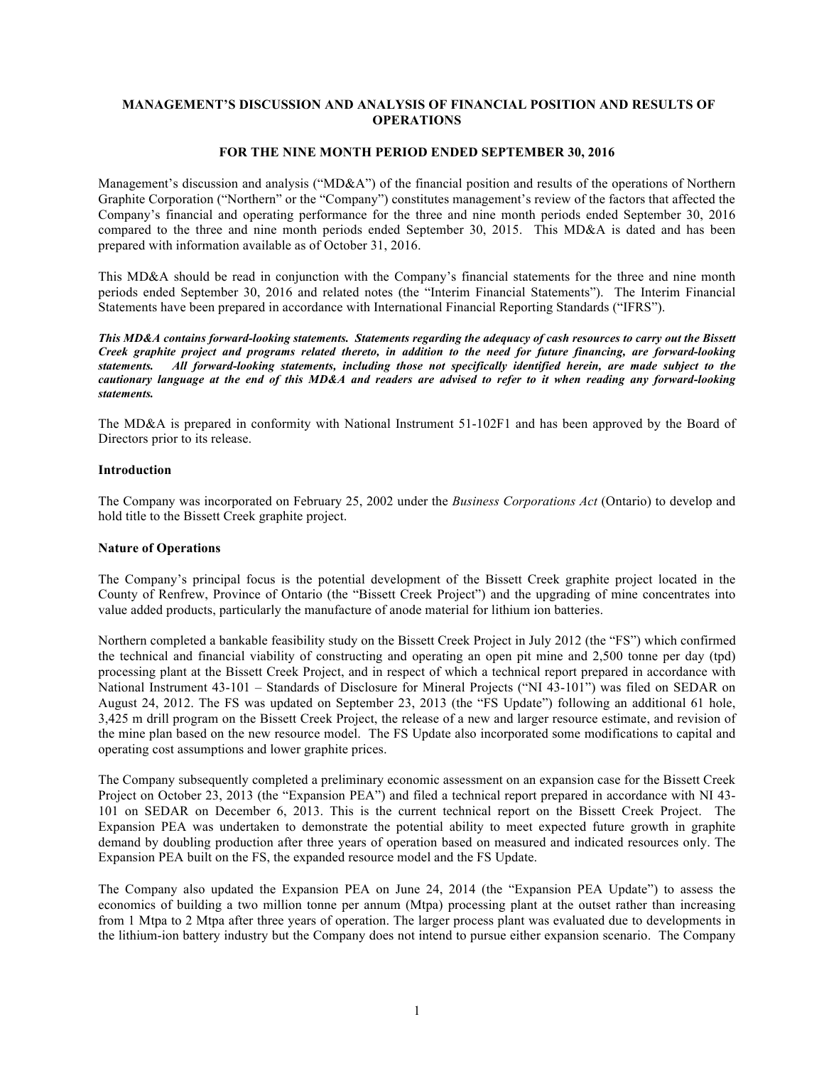# MANAGEMENT'S DISCUSSION AND ANALYSIS OF FINANCIAL POSITION AND RESULTS OF OPERATIONS

## FOR THE NINE MONTH PERIOD ENDED SEPTEMBER 30, 2016

Management's discussion and analysis ("MD&A") of the financial position and results of the operations of Northern Graphite Corporation ("Northern" or the "Company") constitutes management's review of the factors that affected the Company's financial and operating performance for the three and nine month periods ended September 30, 2016 compared to the three and nine month periods ended September 30, 2015. This MD&A is dated and has been prepared with information available as of October 31, 2016.

This MD&A should be read in conjunction with the Company's financial statements for the three and nine month periods ended September 30, 2016 and related notes (the "Interim Financial Statements"). The Interim Financial Statements have been prepared in accordance with International Financial Reporting Standards ("IFRS").

***This MD&A contains forward-looking statements. Statements regarding the adequacy of cash resources to carry out the Bissett Creek graphite project and programs related thereto, in addition to the need for future financing, are forward-looking statements. All forward-looking statements, including those not specifically identified herein, are made subject to the cautionary language at the end of this MD&A and readers are advised to refer to it when reading any forward-looking statements.***

The MD&A is prepared in conformity with National Instrument 51-102F1 and has been approved by the Board of Directors prior to its release.

### Introduction

The Company was incorporated on February 25, 2002 under the *Business Corporations Act* (Ontario) to develop and hold title to the Bissett Creek graphite project.

### Nature of Operations

The Company's principal focus is the potential development of the Bissett Creek graphite project located in the County of Renfrew, Province of Ontario (the "Bissett Creek Project") and the upgrading of mine concentrates into value added products, particularly the manufacture of anode material for lithium ion batteries.

Northern completed a bankable feasibility study on the Bissett Creek Project in July 2012 (the "FS") which confirmed the technical and financial viability of constructing and operating an open pit mine and 2,500 tonne per day (tpd) processing plant at the Bissett Creek Project, and in respect of which a technical report prepared in accordance with National Instrument 43-101 – Standards of Disclosure for Mineral Projects ("NI 43-101") was filed on SEDAR on August 24, 2012. The FS was updated on September 23, 2013 (the "FS Update") following an additional 61 hole, 3,425 m drill program on the Bissett Creek Project, the release of a new and larger resource estimate, and revision of the mine plan based on the new resource model. The FS Update also incorporated some modifications to capital and operating cost assumptions and lower graphite prices.

The Company subsequently completed a preliminary economic assessment on an expansion case for the Bissett Creek Project on October 23, 2013 (the "Expansion PEA") and filed a technical report prepared in accordance with NI 43-101 on SEDAR on December 6, 2013. This is the current technical report on the Bissett Creek Project. The Expansion PEA was undertaken to demonstrate the potential ability to meet expected future growth in graphite demand by doubling production after three years of operation based on measured and indicated resources only. The Expansion PEA built on the FS, the expanded resource model and the FS Update.

The Company also updated the Expansion PEA on June 24, 2014 (the "Expansion PEA Update") to assess the economics of building a two million tonne per annum (Mtpa) processing plant at the outset rather than increasing from 1 Mtpa to 2 Mtpa after three years of operation. The larger process plant was evaluated due to developments in the lithium-ion battery industry but the Company does not intend to pursue either expansion scenario. The Company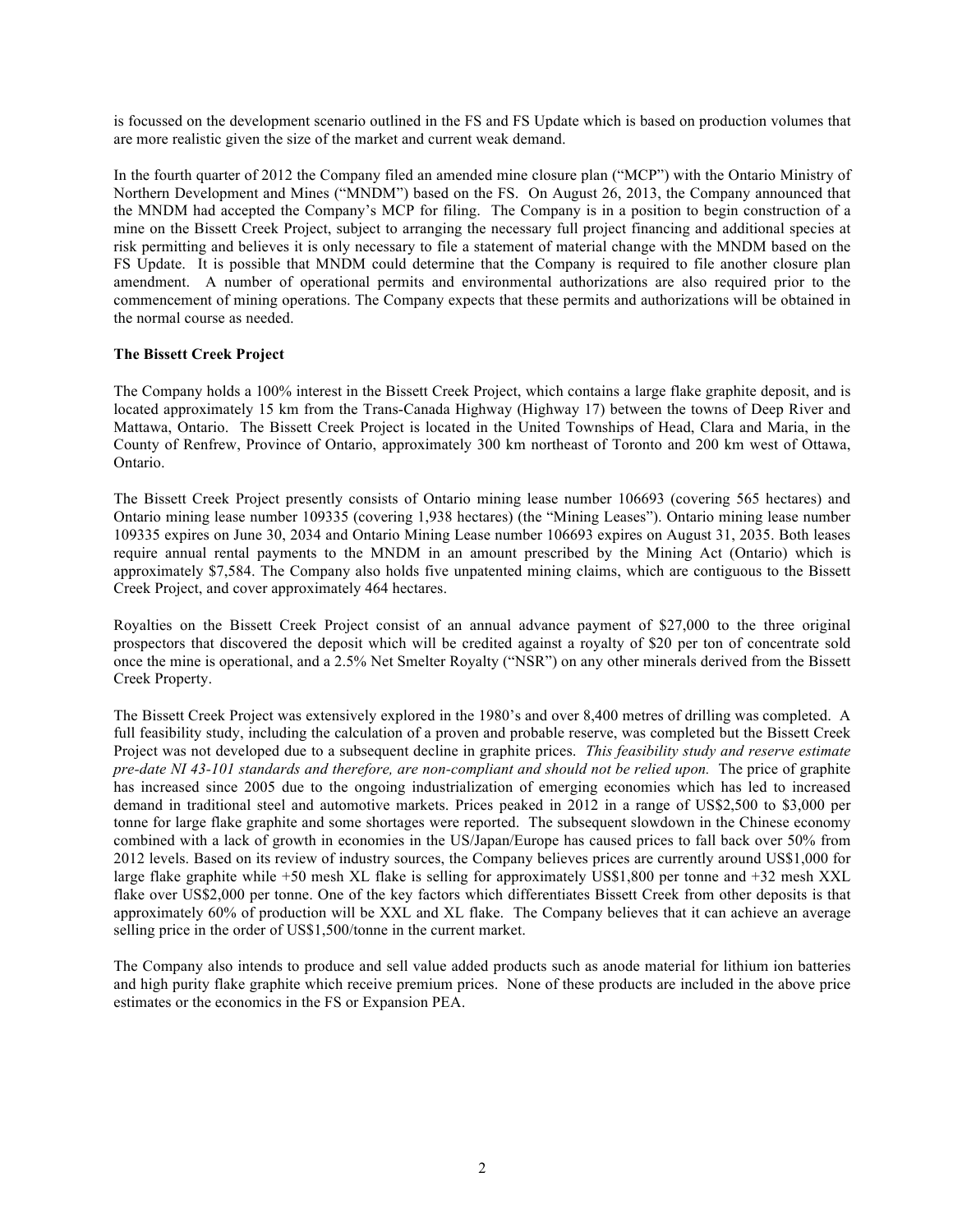is focussed on the development scenario outlined in the FS and FS Update which is based on production volumes that are more realistic given the size of the market and current weak demand.

In the fourth quarter of 2012 the Company filed an amended mine closure plan ("MCP") with the Ontario Ministry of Northern Development and Mines ("MNDM") based on the FS. On August 26, 2013, the Company announced that the MNDM had accepted the Company's MCP for filing. The Company is in a position to begin construction of a mine on the Bissett Creek Project, subject to arranging the necessary full project financing and additional species at risk permitting and believes it is only necessary to file a statement of material change with the MNDM based on the FS Update. It is possible that MNDM could determine that the Company is required to file another closure plan amendment. A number of operational permits and environmental authorizations are also required prior to the commencement of mining operations. The Company expects that these permits and authorizations will be obtained in the normal course as needed.

**The Bissett Creek Project**

The Company holds a 100% interest in the Bissett Creek Project, which contains a large flake graphite deposit, and is located approximately 15 km from the Trans-Canada Highway (Highway 17) between the towns of Deep River and Mattawa, Ontario. The Bissett Creek Project is located in the United Townships of Head, Clara and Maria, in the County of Renfrew, Province of Ontario, approximately 300 km northeast of Toronto and 200 km west of Ottawa, Ontario.

The Bissett Creek Project presently consists of Ontario mining lease number 106693 (covering 565 hectares) and Ontario mining lease number 109335 (covering 1,938 hectares) (the "Mining Leases"). Ontario mining lease number 109335 expires on June 30, 2034 and Ontario Mining Lease number 106693 expires on August 31, 2035. Both leases require annual rental payments to the MNDM in an amount prescribed by the Mining Act (Ontario) which is approximately $7,584. The Company also holds five unpatented mining claims, which are contiguous to the Bissett Creek Project, and cover approximately 464 hectares.

Royalties on the Bissett Creek Project consist of an annual advance payment of $27,000 to the three original prospectors that discovered the deposit which will be credited against a royalty of $20 per ton of concentrate sold once the mine is operational, and a 2.5% Net Smelter Royalty ("NSR") on any other minerals derived from the Bissett Creek Property.

The Bissett Creek Project was extensively explored in the 1980's and over 8,400 metres of drilling was completed. A full feasibility study, including the calculation of a proven and probable reserve, was completed but the Bissett Creek Project was not developed due to a subsequent decline in graphite prices. *This feasibility study and reserve estimate pre-date NI 43-101 standards and therefore, are non-compliant and should not be relied upon.* The price of graphite has increased since 2005 due to the ongoing industrialization of emerging economies which has led to increased demand in traditional steel and automotive markets. Prices peaked in 2012 in a range of US$2,500 to $3,000 per tonne for large flake graphite and some shortages were reported. The subsequent slowdown in the Chinese economy combined with a lack of growth in economies in the US/Japan/Europe has caused prices to fall back over 50% from 2012 levels. Based on its review of industry sources, the Company believes prices are currently around US$1,000 for large flake graphite while +50 mesh XL flake is selling for approximately US$1,800 per tonne and +32 mesh XXL flake over US$2,000 per tonne. One of the key factors which differentiates Bissett Creek from other deposits is that approximately 60% of production will be XXL and XL flake. The Company believes that it can achieve an average selling price in the order of US$1,500/tonne in the current market.

The Company also intends to produce and sell value added products such as anode material for lithium ion batteries and high purity flake graphite which receive premium prices. None of these products are included in the above price estimates or the economics in the FS or Expansion PEA.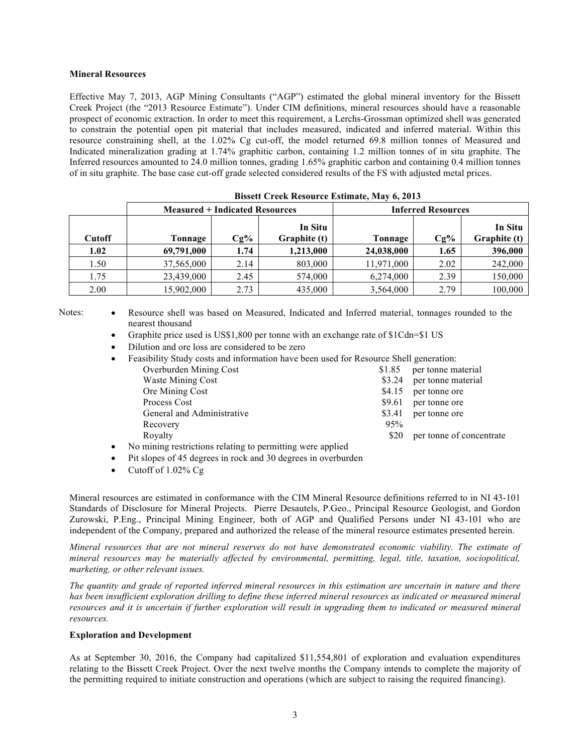**Mineral Resources**

Effective May 7, 2013, AGP Mining Consultants ("AGP") estimated the global mineral inventory for the Bissett Creek Project (the "2013 Resource Estimate"). Under CIM definitions, mineral resources should have a reasonable prospect of economic extraction. In order to meet this requirement, a Lerchs-Grossman optimized shell was generated to constrain the potential open pit material that includes measured, indicated and inferred material. Within this resource constraining shell, at the 1.02% Cg cut-off, the model returned 69.8 million tonnes of Measured and Indicated mineralization grading at 1.74% graphitic carbon, containing 1.2 million tonnes of in situ graphite. The Inferred resources amounted to 24.0 million tonnes, grading 1.65% graphitic carbon and containing 0.4 million tonnes of in situ graphite. The base case cut-off grade selected considered results of the FS with adjusted metal prices.

**Bissett Creek Resource Estimate, May 6, 2013**

| | Measured + Indicated Resources | | | Inferred Resources | | |
|---|---|---|---|---|---|---|
| Cutoff | Tonnage | Cg% | In Situ Graphite (t) | Tonnage | Cg% | In Situ Graphite (t) |
| **1.02** | **69,791,000** | **1.74** | **1,213,000** | **24,038,000** | **1.65** | **396,000** |
| 1.50 | 37,565,000 | 2.14 | 803,000 | 11,971,000 | 2.02 | 242,000 |
| 1.75 | 23,439,000 | 2.45 | 574,000 | 6,274,000 | 2.39 | 150,000 |
| 2.00 | 15,902,000 | 2.73 | 435,000 | 3,564,000 | 2.79 | 100,000 |

Notes:

- Resource shell was based on Measured, Indicated and Inferred material, tonnages rounded to the nearest thousand
- Graphite price used is US$1,800 per tonne with an exchange rate of $1Cdn=$1 US
- Dilution and ore loss are considered to be zero
- Feasibility Study costs and information have been used for Resource Shell generation:

| | | |
|---|---|---|
| Overburden Mining Cost | $1.85 | per tonne material |
| Waste Mining Cost | $3.24 | per tonne material |
| Ore Mining Cost | $4.15 | per tonne ore |
| Process Cost | $9.61 | per tonne ore |
| General and Administrative | $3.41 | per tonne ore |
| Recovery | 95% | |
| Royalty | $20 | per tonne of concentrate |

- No mining restrictions relating to permitting were applied
- Pit slopes of 45 degrees in rock and 30 degrees in overburden
- Cutoff of 1.02% Cg

Mineral resources are estimated in conformance with the CIM Mineral Resource definitions referred to in NI 43-101 Standards of Disclosure for Mineral Projects. Pierre Desautels, P.Geo., Principal Resource Geologist, and Gordon Zurowski, P.Eng., Principal Mining Engineer, both of AGP and Qualified Persons under NI 43-101 who are independent of the Company, prepared and authorized the release of the mineral resource estimates presented herein.

*Mineral resources that are not mineral reserves do not have demonstrated economic viability. The estimate of mineral resources may be materially affected by environmental, permitting, legal, title, taxation, sociopolitical, marketing, or other relevant issues.*

*The quantity and grade of reported inferred mineral resources in this estimation are uncertain in nature and there has been insufficient exploration drilling to define these inferred mineral resources as indicated or measured mineral resources and it is uncertain if further exploration will result in upgrading them to indicated or measured mineral resources.*

**Exploration and Development**

As at September 30, 2016, the Company had capitalized $11,554,801 of exploration and evaluation expenditures relating to the Bissett Creek Project. Over the next twelve months the Company intends to complete the majority of the permitting required to initiate construction and operations (which are subject to raising the required financing).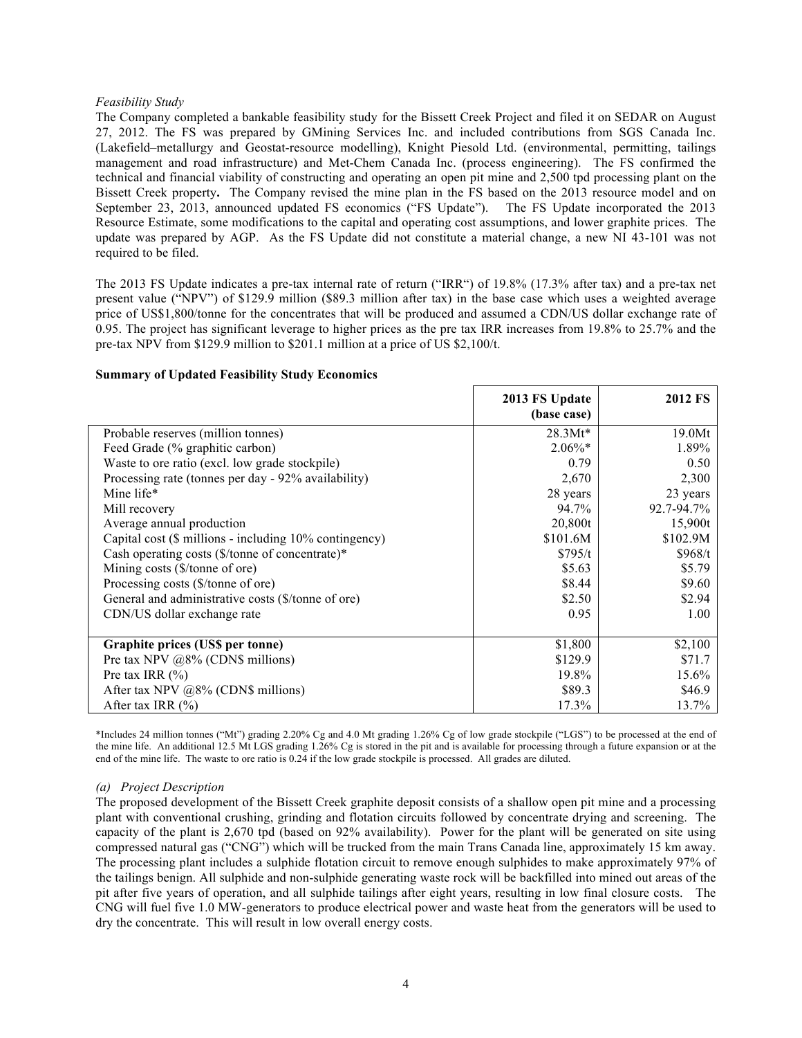*Feasibility Study*

The Company completed a bankable feasibility study for the Bissett Creek Project and filed it on SEDAR on August 27, 2012. The FS was prepared by GMining Services Inc. and included contributions from SGS Canada Inc. (Lakefield–metallurgy and Geostat-resource modelling), Knight Piesold Ltd. (environmental, permitting, tailings management and road infrastructure) and Met-Chem Canada Inc. (process engineering). The FS confirmed the technical and financial viability of constructing and operating an open pit mine and 2,500 tpd processing plant on the Bissett Creek property**.** The Company revised the mine plan in the FS based on the 2013 resource model and on September 23, 2013, announced updated FS economics ("FS Update"). The FS Update incorporated the 2013 Resource Estimate, some modifications to the capital and operating cost assumptions, and lower graphite prices. The update was prepared by AGP. As the FS Update did not constitute a material change, a new NI 43-101 was not required to be filed.

The 2013 FS Update indicates a pre-tax internal rate of return ("IRR") of 19.8% (17.3% after tax) and a pre-tax net present value ("NPV") of $129.9 million ($89.3 million after tax) in the base case which uses a weighted average price of US$1,800/tonne for the concentrates that will be produced and assumed a CDN/US dollar exchange rate of 0.95. The project has significant leverage to higher prices as the pre tax IRR increases from 19.8% to 25.7% and the pre-tax NPV from $129.9 million to $201.1 million at a price of US $2,100/t.

**Summary of Updated Feasibility Study Economics**

| | **2013 FS Update (base case)** | **2012 FS** |
|---|---|---|
| Probable reserves (million tonnes) | 28.3Mt* | 19.0Mt |
| Feed Grade (% graphitic carbon) | 2.06%* | 1.89% |
| Waste to ore ratio (excl. low grade stockpile) | 0.79 | 0.50 |
| Processing rate (tonnes per day - 92% availability) | 2,670 | 2,300 |
| Mine life* | 28 years | 23 years |
| Mill recovery | 94.7% | 92.7-94.7% |
| Average annual production | 20,800t | 15,900t |
| Capital cost ($ millions - including 10% contingency) | $101.6M | $102.9M |
| Cash operating costs ($/tonne of concentrate)* | $795/t | $968/t |
| Mining costs ($/tonne of ore) | $5.63 | $5.79 |
| Processing costs ($/tonne of ore) | $8.44 | $9.60 |
| General and administrative costs ($/tonne of ore) | $2.50 | $2.94 |
| CDN/US dollar exchange rate | 0.95 | 1.00 |
| **Graphite prices (US$ per tonne)** | $1,800 | $2,100 |
| Pre tax NPV @8% (CDN$ millions) | $129.9 | $71.7 |
| Pre tax IRR (%) | 19.8% | 15.6% |
| After tax NPV @8% (CDN$ millions) | $89.3 | $46.9 |
| After tax IRR (%) | 17.3% | 13.7% |

*Includes 24 million tonnes ("Mt") grading 2.20% Cg and 4.0 Mt grading 1.26% Cg of low grade stockpile ("LGS") to be processed at the end of the mine life. An additional 12.5 Mt LGS grading 1.26% Cg is stored in the pit and is available for processing through a future expansion or at the end of the mine life. The waste to ore ratio is 0.24 if the low grade stockpile is processed. All grades are diluted.

*(a) Project Description*

The proposed development of the Bissett Creek graphite deposit consists of a shallow open pit mine and a processing plant with conventional crushing, grinding and flotation circuits followed by concentrate drying and screening. The capacity of the plant is 2,670 tpd (based on 92% availability). Power for the plant will be generated on site using compressed natural gas ("CNG") which will be trucked from the main Trans Canada line, approximately 15 km away. The processing plant includes a sulphide flotation circuit to remove enough sulphides to make approximately 97% of the tailings benign. All sulphide and non-sulphide generating waste rock will be backfilled into mined out areas of the pit after five years of operation, and all sulphide tailings after eight years, resulting in low final closure costs. The CNG will fuel five 1.0 MW-generators to produce electrical power and waste heat from the generators will be used to dry the concentrate. This will result in low overall energy costs.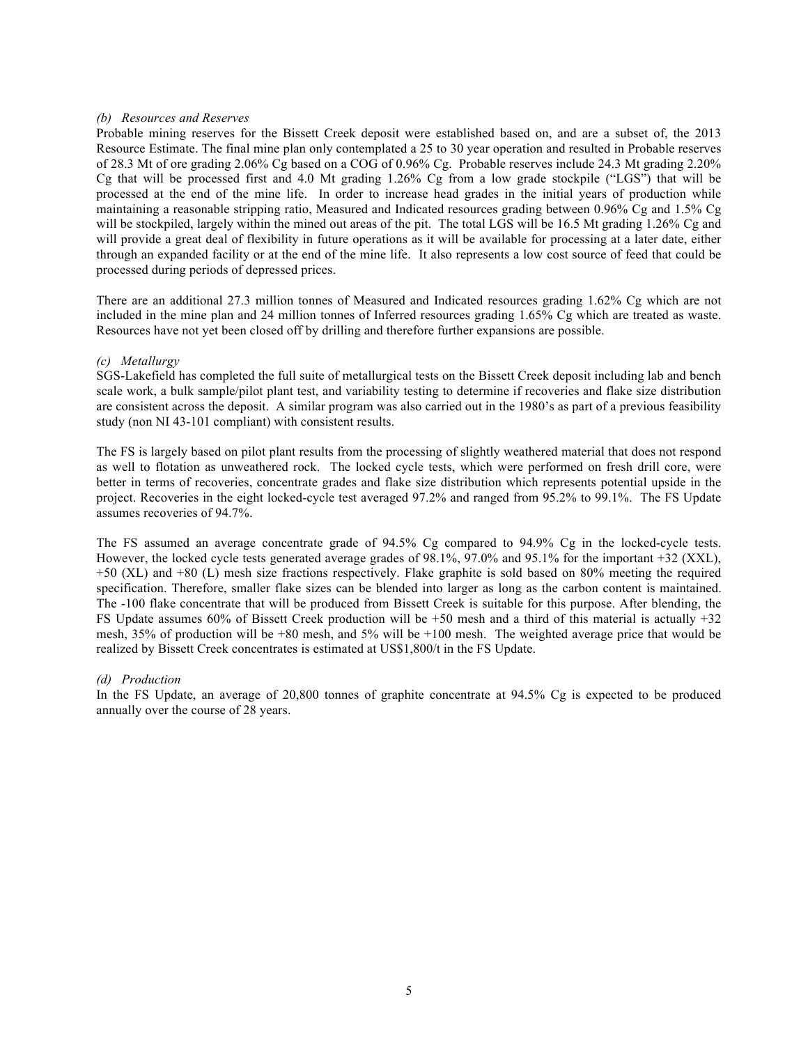*(b) Resources and Reserves*

Probable mining reserves for the Bissett Creek deposit were established based on, and are a subset of, the 2013 Resource Estimate. The final mine plan only contemplated a 25 to 30 year operation and resulted in Probable reserves of 28.3 Mt of ore grading 2.06% Cg based on a COG of 0.96% Cg. Probable reserves include 24.3 Mt grading 2.20% Cg that will be processed first and 4.0 Mt grading 1.26% Cg from a low grade stockpile ("LGS") that will be processed at the end of the mine life. In order to increase head grades in the initial years of production while maintaining a reasonable stripping ratio, Measured and Indicated resources grading between 0.96% Cg and 1.5% Cg will be stockpiled, largely within the mined out areas of the pit. The total LGS will be 16.5 Mt grading 1.26% Cg and will provide a great deal of flexibility in future operations as it will be available for processing at a later date, either through an expanded facility or at the end of the mine life. It also represents a low cost source of feed that could be processed during periods of depressed prices.

There are an additional 27.3 million tonnes of Measured and Indicated resources grading 1.62% Cg which are not included in the mine plan and 24 million tonnes of Inferred resources grading 1.65% Cg which are treated as waste. Resources have not yet been closed off by drilling and therefore further expansions are possible.

*(c) Metallurgy*

SGS-Lakefield has completed the full suite of metallurgical tests on the Bissett Creek deposit including lab and bench scale work, a bulk sample/pilot plant test, and variability testing to determine if recoveries and flake size distribution are consistent across the deposit. A similar program was also carried out in the 1980's as part of a previous feasibility study (non NI 43-101 compliant) with consistent results.

The FS is largely based on pilot plant results from the processing of slightly weathered material that does not respond as well to flotation as unweathered rock. The locked cycle tests, which were performed on fresh drill core, were better in terms of recoveries, concentrate grades and flake size distribution which represents potential upside in the project. Recoveries in the eight locked-cycle test averaged 97.2% and ranged from 95.2% to 99.1%. The FS Update assumes recoveries of 94.7%.

The FS assumed an average concentrate grade of 94.5% Cg compared to 94.9% Cg in the locked-cycle tests. However, the locked cycle tests generated average grades of 98.1%, 97.0% and 95.1% for the important +32 (XXL), +50 (XL) and +80 (L) mesh size fractions respectively. Flake graphite is sold based on 80% meeting the required specification. Therefore, smaller flake sizes can be blended into larger as long as the carbon content is maintained. The -100 flake concentrate that will be produced from Bissett Creek is suitable for this purpose. After blending, the FS Update assumes 60% of Bissett Creek production will be +50 mesh and a third of this material is actually +32 mesh, 35% of production will be +80 mesh, and 5% will be +100 mesh. The weighted average price that would be realized by Bissett Creek concentrates is estimated at US$1,800/t in the FS Update.

*(d) Production*

In the FS Update, an average of 20,800 tonnes of graphite concentrate at 94.5% Cg is expected to be produced annually over the course of 28 years.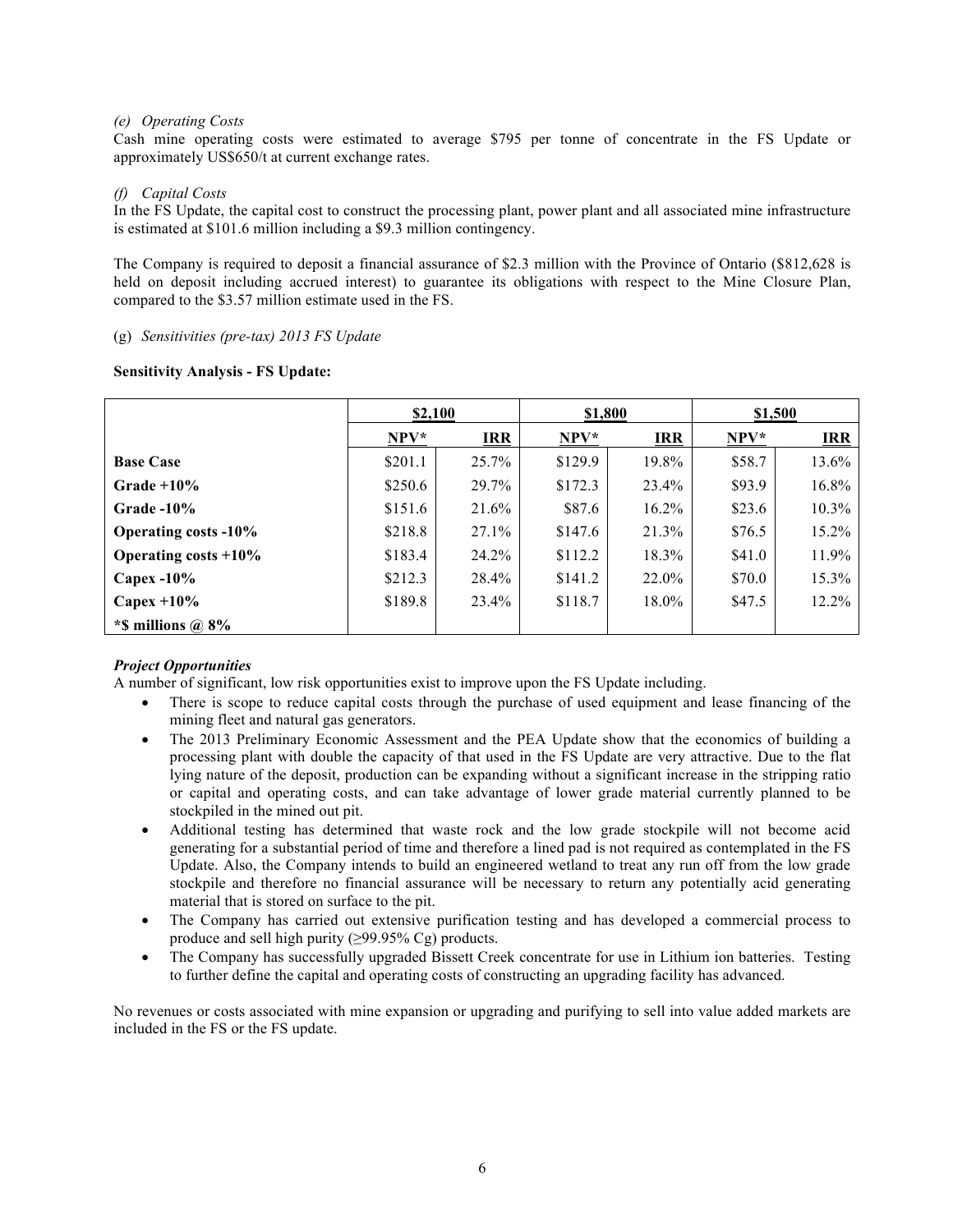*(e) Operating Costs*

Cash mine operating costs were estimated to average $795 per tonne of concentrate in the FS Update or approximately US$650/t at current exchange rates.

*(f) Capital Costs*

In the FS Update, the capital cost to construct the processing plant, power plant and all associated mine infrastructure is estimated at $101.6 million including a $9.3 million contingency.

The Company is required to deposit a financial assurance of $2.3 million with the Province of Ontario ($812,628 is held on deposit including accrued interest) to guarantee its obligations with respect to the Mine Closure Plan, compared to the $3.57 million estimate used in the FS.

(g) *Sensitivities (pre-tax) 2013 FS Update*

**Sensitivity Analysis - FS Update:**

| | $2,100 | | $1,800 | | $1,500 | |
|---|---|---|---|---|---|---|
| | NPV* | IRR | NPV* | IRR | NPV* | IRR |
| **Base Case** | $201.1 | 25.7% | $129.9 | 19.8% | $58.7 | 13.6% |
| **Grade +10%** | $250.6 | 29.7% | $172.3 | 23.4% | $93.9 | 16.8% |
| **Grade -10%** | $151.6 | 21.6% | $87.6 | 16.2% | $23.6 | 10.3% |
| **Operating costs -10%** | $218.8 | 27.1% | $147.6 | 21.3% | $76.5 | 15.2% |
| **Operating costs +10%** | $183.4 | 24.2% | $112.2 | 18.3% | $41.0 | 11.9% |
| **Capex -10%** | $212.3 | 28.4% | $141.2 | 22.0% | $70.0 | 15.3% |
| **Capex +10%** | $189.8 | 23.4% | $118.7 | 18.0% | $47.5 | 12.2% |
| ***$ millions @ 8%** | | | | | | |

***Project Opportunities***

A number of significant, low risk opportunities exist to improve upon the FS Update including.

- There is scope to reduce capital costs through the purchase of used equipment and lease financing of the mining fleet and natural gas generators.
- The 2013 Preliminary Economic Assessment and the PEA Update show that the economics of building a processing plant with double the capacity of that used in the FS Update are very attractive. Due to the flat lying nature of the deposit, production can be expanding without a significant increase in the stripping ratio or capital and operating costs, and can take advantage of lower grade material currently planned to be stockpiled in the mined out pit.
- Additional testing has determined that waste rock and the low grade stockpile will not become acid generating for a substantial period of time and therefore a lined pad is not required as contemplated in the FS Update. Also, the Company intends to build an engineered wetland to treat any run off from the low grade stockpile and therefore no financial assurance will be necessary to return any potentially acid generating material that is stored on surface to the pit.
- The Company has carried out extensive purification testing and has developed a commercial process to produce and sell high purity (≥99.95% Cg) products.
- The Company has successfully upgraded Bissett Creek concentrate for use in Lithium ion batteries. Testing to further define the capital and operating costs of constructing an upgrading facility has advanced.

No revenues or costs associated with mine expansion or upgrading and purifying to sell into value added markets are included in the FS or the FS update.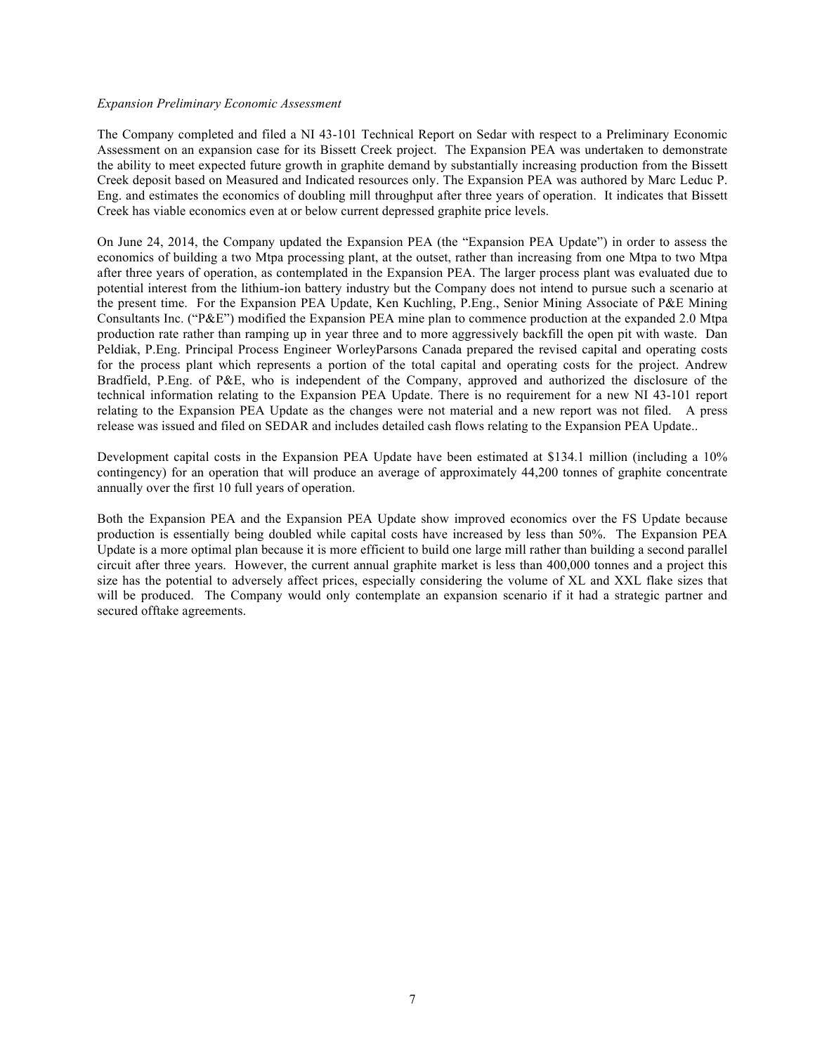*Expansion Preliminary Economic Assessment*

The Company completed and filed a NI 43-101 Technical Report on Sedar with respect to a Preliminary Economic Assessment on an expansion case for its Bissett Creek project. The Expansion PEA was undertaken to demonstrate the ability to meet expected future growth in graphite demand by substantially increasing production from the Bissett Creek deposit based on Measured and Indicated resources only. The Expansion PEA was authored by Marc Leduc P. Eng. and estimates the economics of doubling mill throughput after three years of operation. It indicates that Bissett Creek has viable economics even at or below current depressed graphite price levels.

On June 24, 2014, the Company updated the Expansion PEA (the "Expansion PEA Update") in order to assess the economics of building a two Mtpa processing plant, at the outset, rather than increasing from one Mtpa to two Mtpa after three years of operation, as contemplated in the Expansion PEA. The larger process plant was evaluated due to potential interest from the lithium-ion battery industry but the Company does not intend to pursue such a scenario at the present time. For the Expansion PEA Update, Ken Kuchling, P.Eng., Senior Mining Associate of P&E Mining Consultants Inc. ("P&E") modified the Expansion PEA mine plan to commence production at the expanded 2.0 Mtpa production rate rather than ramping up in year three and to more aggressively backfill the open pit with waste. Dan Peldiak, P.Eng. Principal Process Engineer WorleyParsons Canada prepared the revised capital and operating costs for the process plant which represents a portion of the total capital and operating costs for the project. Andrew Bradfield, P.Eng. of P&E, who is independent of the Company, approved and authorized the disclosure of the technical information relating to the Expansion PEA Update. There is no requirement for a new NI 43-101 report relating to the Expansion PEA Update as the changes were not material and a new report was not filed. A press release was issued and filed on SEDAR and includes detailed cash flows relating to the Expansion PEA Update..

Development capital costs in the Expansion PEA Update have been estimated at $134.1 million (including a 10% contingency) for an operation that will produce an average of approximately 44,200 tonnes of graphite concentrate annually over the first 10 full years of operation.

Both the Expansion PEA and the Expansion PEA Update show improved economics over the FS Update because production is essentially being doubled while capital costs have increased by less than 50%. The Expansion PEA Update is a more optimal plan because it is more efficient to build one large mill rather than building a second parallel circuit after three years. However, the current annual graphite market is less than 400,000 tonnes and a project this size has the potential to adversely affect prices, especially considering the volume of XL and XXL flake sizes that will be produced. The Company would only contemplate an expansion scenario if it had a strategic partner and secured offtake agreements.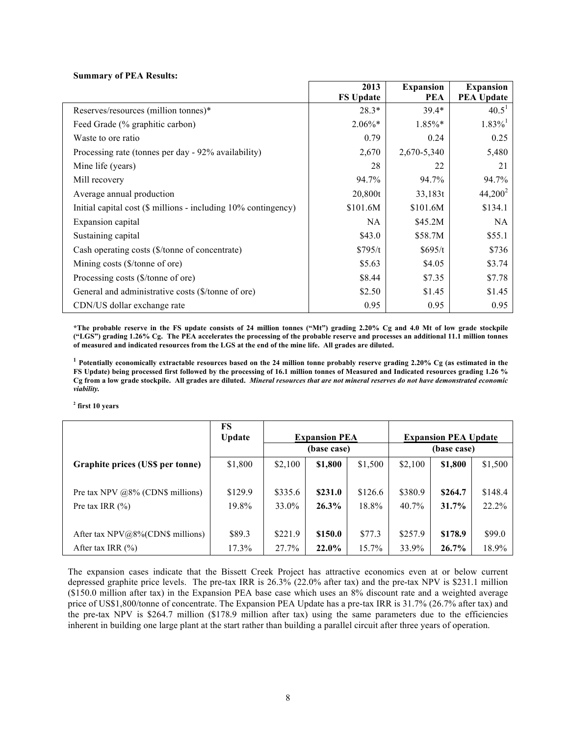**Summary of PEA Results:**

| | 2013 FS Update | Expansion PEA | Expansion PEA Update |
|---|---|---|---|
| Reserves/resources (million tonnes)* | 28.3* | 39.4* | 40.5[1] |
| Feed Grade (% graphitic carbon) | 2.06%* | 1.85%* | 1.83%[1] |
| Waste to ore ratio | 0.79 | 0.24 | 0.25 |
| Processing rate (tonnes per day - 92% availability) | 2,670 | 2,670-5,340 | 5,480 |
| Mine life (years) | 28 | 22 | 21 |
| Mill recovery | 94.7% | 94.7% | 94.7% |
| Average annual production | 20,800t | 33,183t | 44,200[2] |
| Initial capital cost ($ millions - including 10% contingency) | $101.6M | $101.6M | $134.1 |
| Expansion capital | NA | $45.2M | NA |
| Sustaining capital | $43.0 | $58.7M | $55.1 |
| Cash operating costs ($/tonne of concentrate) | $795/t | $695/t | $736 |
| Mining costs ($/tonne of ore) | $5.63 | $4.05 | $3.74 |
| Processing costs ($/tonne of ore) | $8.44 | $7.35 | $7.78 |
| General and administrative costs ($/tonne of ore) | $2.50 | $1.45 | $1.45 |
| CDN/US dollar exchange rate | 0.95 | 0.95 | 0.95 |

**\*The probable reserve in the FS update consists of 24 million tonnes ("Mt") grading 2.20% Cg and 4.0 Mt of low grade stockpile ("LGS") grading 1.26% Cg. The PEA accelerates the processing of the probable reserve and processes an additional 11.1 million tonnes of measured and indicated resources from the LGS at the end of the mine life. All grades are diluted.**

**[1] Potentially economically extractable resources based on the 24 million tonne probably reserve grading 2.20% Cg (as estimated in the FS Update) being processed first followed by the processing of 16.1 million tonnes of Measured and Indicated resources grading 1.26 % Cg from a low grade stockpile. All grades are diluted. *Mineral resources that are not mineral reserves do not have demonstrated economic viability.***

**[2] first 10 years**

| | FS Update | Expansion PEA | | | Expansion PEA Update | | |
|---|---|---|---|---|---|---|---|
| | | | (base case) | | | (base case) | |
| **Graphite prices (US$ per tonne)** | $1,800 | $2,100 | **$1,800** | $1,500 | $2,100 | **$1,800** | $1,500 |
| Pre tax NPV @8% (CDN$ millions) | $129.9 | $335.6 | **$231.0** | $126.6 | $380.9 | **$264.7** | $148.4 |
| Pre tax IRR (%) | 19.8% | 33.0% | **26.3%** | 18.8% | 40.7% | **31.7%** | 22.2% |
| After tax NPV@8%(CDN$ millions) | $89.3 | $221.9 | **$150.0** | $77.3 | $257.9 | **$178.9** | $99.0 |
| After tax IRR (%) | 17.3% | 27.7% | **22.0%** | 15.7% | 33.9% | **26.7%** | 18.9% |

The expansion cases indicate that the Bissett Creek Project has attractive economics even at or below current depressed graphite price levels. The pre-tax IRR is 26.3% (22.0% after tax) and the pre-tax NPV is $231.1 million ($150.0 million after tax) in the Expansion PEA base case which uses an 8% discount rate and a weighted average price of US$1,800/tonne of concentrate. The Expansion PEA Update has a pre-tax IRR is 31.7% (26.7% after tax) and the pre-tax NPV is $264.7 million ($178.9 million after tax) using the same parameters due to the efficiencies inherent in building one large plant at the start rather than building a parallel circuit after three years of operation.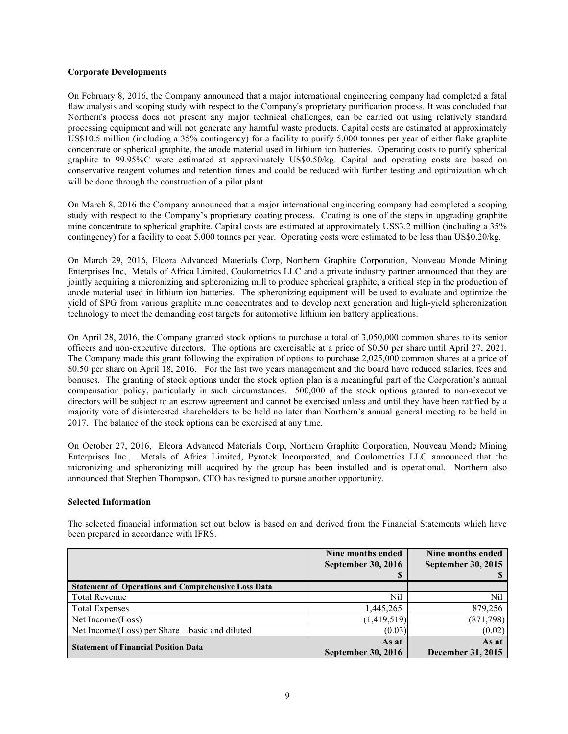**Corporate Developments**

On February 8, 2016, the Company announced that a major international engineering company had completed a fatal flaw analysis and scoping study with respect to the Company's proprietary purification process. It was concluded that Northern's process does not present any major technical challenges, can be carried out using relatively standard processing equipment and will not generate any harmful waste products. Capital costs are estimated at approximately US$10.5 million (including a 35% contingency) for a facility to purify 5,000 tonnes per year of either flake graphite concentrate or spherical graphite, the anode material used in lithium ion batteries. Operating costs to purify spherical graphite to 99.95%C were estimated at approximately US$0.50/kg. Capital and operating costs are based on conservative reagent volumes and retention times and could be reduced with further testing and optimization which will be done through the construction of a pilot plant.

On March 8, 2016 the Company announced that a major international engineering company had completed a scoping study with respect to the Company's proprietary coating process. Coating is one of the steps in upgrading graphite mine concentrate to spherical graphite. Capital costs are estimated at approximately US$3.2 million (including a 35% contingency) for a facility to coat 5,000 tonnes per year. Operating costs were estimated to be less than US$0.20/kg.

On March 29, 2016, Elcora Advanced Materials Corp, Northern Graphite Corporation, Nouveau Monde Mining Enterprises Inc, Metals of Africa Limited, Coulometrics LLC and a private industry partner announced that they are jointly acquiring a micronizing and spheronizing mill to produce spherical graphite, a critical step in the production of anode material used in lithium ion batteries. The spheronizing equipment will be used to evaluate and optimize the yield of SPG from various graphite mine concentrates and to develop next generation and high-yield spheronization technology to meet the demanding cost targets for automotive lithium ion battery applications.

On April 28, 2016, the Company granted stock options to purchase a total of 3,050,000 common shares to its senior officers and non-executive directors. The options are exercisable at a price of $0.50 per share until April 27, 2021. The Company made this grant following the expiration of options to purchase 2,025,000 common shares at a price of $0.50 per share on April 18, 2016. For the last two years management and the board have reduced salaries, fees and bonuses. The granting of stock options under the stock option plan is a meaningful part of the Corporation's annual compensation policy, particularly in such circumstances. 500,000 of the stock options granted to non-executive directors will be subject to an escrow agreement and cannot be exercised unless and until they have been ratified by a majority vote of disinterested shareholders to be held no later than Northern's annual general meeting to be held in 2017. The balance of the stock options can be exercised at any time.

On October 27, 2016, Elcora Advanced Materials Corp, Northern Graphite Corporation, Nouveau Monde Mining Enterprises Inc., Metals of Africa Limited, Pyrotek Incorporated, and Coulometrics LLC announced that the micronizing and spheronizing mill acquired by the group has been installed and is operational. Northern also announced that Stephen Thompson, CFO has resigned to pursue another opportunity.

**Selected Information**

The selected financial information set out below is based on and derived from the Financial Statements which have been prepared in accordance with IFRS.

| | Nine months ended September 30, 2016 $ | Nine months ended September 30, 2015 $ |
|---|---|---|
| **Statement of Operations and Comprehensive Loss Data** | | |
| Total Revenue | Nil | Nil |
| Total Expenses | 1,445,265 | 879,256 |
| Net Income/(Loss) | (1,419,519) | (871,798) |
| Net Income/(Loss) per Share – basic and diluted | (0.03) | (0.02) |
| **Statement of Financial Position Data** | **As at September 30, 2016** | **As at December 31, 2015** |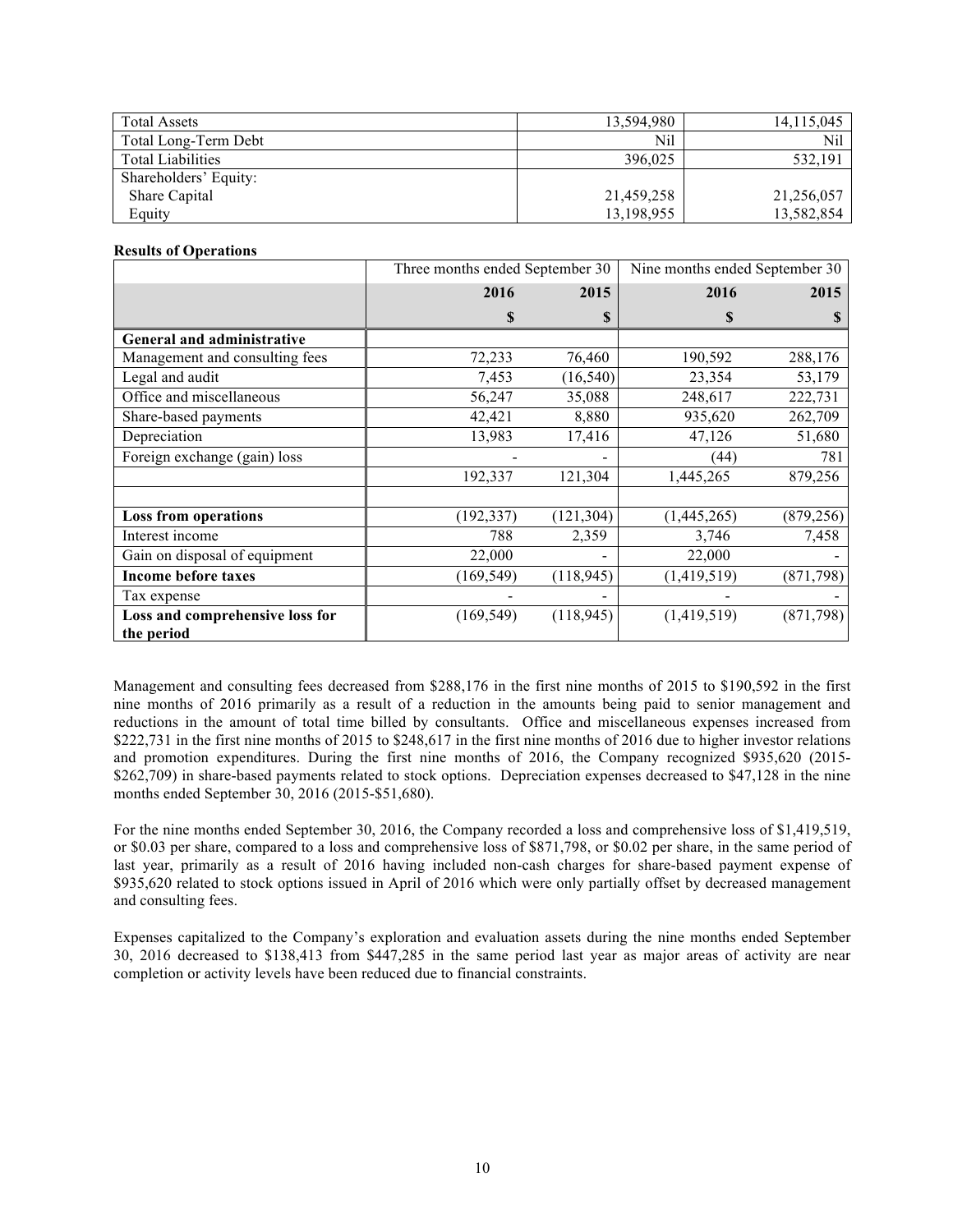| | | |
|---|---|---|
| Total Assets | 13,594,980 | 14,115,045 |
| Total Long-Term Debt | Nil | Nil |
| Total Liabilities | 396,025 | 532,191 |
| Shareholders' Equity: | | |
| Share Capital | 21,459,258 | 21,256,057 |
| Equity | 13,198,955 | 13,582,854 |

**Results of Operations**

| | Three months ended September 30 | | Nine months ended September 30 | |
|---|---|---|---|---|
| | **2016** | **2015** | **2016** | **2015** |
| | **$** | **$** | **$** | **$** |
| **General and administrative** | | | | |
| Management and consulting fees | 72,233 | 76,460 | 190,592 | 288,176 |
| Legal and audit | 7,453 | (16,540) | 23,354 | 53,179 |
| Office and miscellaneous | 56,247 | 35,088 | 248,617 | 222,731 |
| Share-based payments | 42,421 | 8,880 | 935,620 | 262,709 |
| Depreciation | 13,983 | 17,416 | 47,126 | 51,680 |
| Foreign exchange (gain) loss | - | - | (44) | 781 |
| | 192,337 | 121,304 | 1,445,265 | 879,256 |
| | | | | |
| **Loss from operations** | (192,337) | (121,304) | (1,445,265) | (879,256) |
| Interest income | 788 | 2,359 | 3,746 | 7,458 |
| Gain on disposal of equipment | 22,000 | - | 22,000 | - |
| **Income before taxes** | (169,549) | (118,945) | (1,419,519) | (871,798) |
| Tax expense | - | - | - | - |
| **Loss and comprehensive loss for the period** | (169,549) | (118,945) | (1,419,519) | (871,798) |

Management and consulting fees decreased from $288,176 in the first nine months of 2015 to $190,592 in the first nine months of 2016 primarily as a result of a reduction in the amounts being paid to senior management and reductions in the amount of total time billed by consultants. Office and miscellaneous expenses increased from $222,731 in the first nine months of 2015 to $248,617 in the first nine months of 2016 due to higher investor relations and promotion expenditures. During the first nine months of 2016, the Company recognized $935,620 (2015-$262,709) in share-based payments related to stock options. Depreciation expenses decreased to $47,128 in the nine months ended September 30, 2016 (2015-$51,680).

For the nine months ended September 30, 2016, the Company recorded a loss and comprehensive loss of $1,419,519, or $0.03 per share, compared to a loss and comprehensive loss of $871,798, or $0.02 per share, in the same period of last year, primarily as a result of 2016 having included non-cash charges for share-based payment expense of $935,620 related to stock options issued in April of 2016 which were only partially offset by decreased management and consulting fees.

Expenses capitalized to the Company's exploration and evaluation assets during the nine months ended September 30, 2016 decreased to $138,413 from $447,285 in the same period last year as major areas of activity are near completion or activity levels have been reduced due to financial constraints.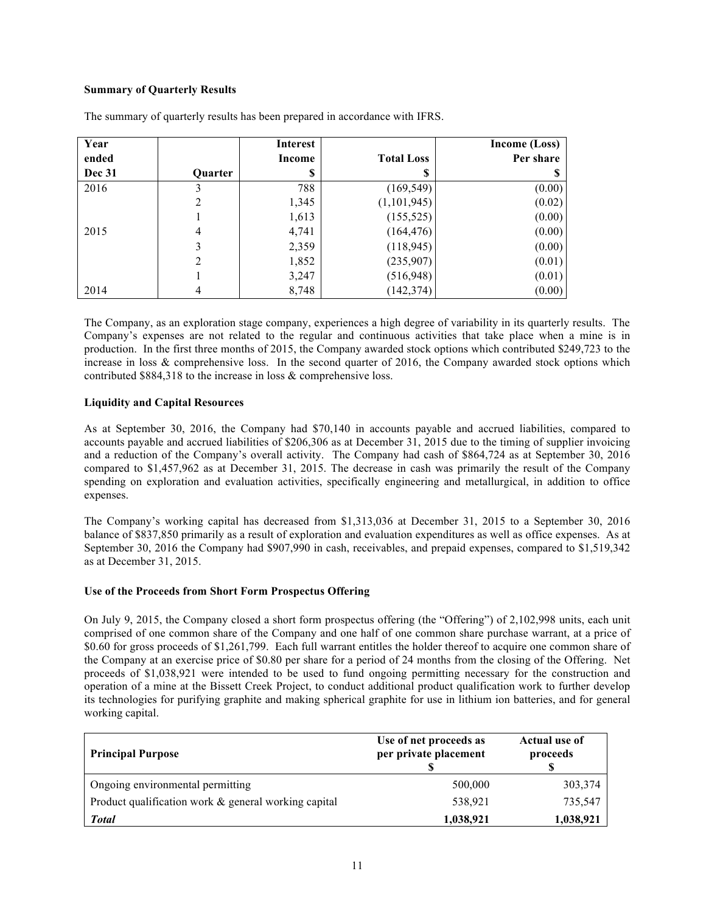**Summary of Quarterly Results**

The summary of quarterly results has been prepared in accordance with IFRS.

| Year ended Dec 31 | Quarter | Interest Income $ | Total Loss $ | Income (Loss) Per share $ |
|---|---|---|---|---|
| 2016 | 3 | 788 | (169,549) | (0.00) |
| | 2 | 1,345 | (1,101,945) | (0.02) |
| | 1 | 1,613 | (155,525) | (0.00) |
| 2015 | 4 | 4,741 | (164,476) | (0.00) |
| | 3 | 2,359 | (118,945) | (0.00) |
| | 2 | 1,852 | (235,907) | (0.01) |
| | 1 | 3,247 | (516,948) | (0.01) |
| 2014 | 4 | 8,748 | (142,374) | (0.00) |

The Company, as an exploration stage company, experiences a high degree of variability in its quarterly results. The Company's expenses are not related to the regular and continuous activities that take place when a mine is in production. In the first three months of 2015, the Company awarded stock options which contributed $249,723 to the increase in loss & comprehensive loss. In the second quarter of 2016, the Company awarded stock options which contributed $884,318 to the increase in loss & comprehensive loss.

**Liquidity and Capital Resources**

As at September 30, 2016, the Company had $70,140 in accounts payable and accrued liabilities, compared to accounts payable and accrued liabilities of $206,306 as at December 31, 2015 due to the timing of supplier invoicing and a reduction of the Company's overall activity. The Company had cash of $864,724 as at September 30, 2016 compared to $1,457,962 as at December 31, 2015. The decrease in cash was primarily the result of the Company spending on exploration and evaluation activities, specifically engineering and metallurgical, in addition to office expenses.

The Company's working capital has decreased from $1,313,036 at December 31, 2015 to a September 30, 2016 balance of $837,850 primarily as a result of exploration and evaluation expenditures as well as office expenses. As at September 30, 2016 the Company had $907,990 in cash, receivables, and prepaid expenses, compared to $1,519,342 as at December 31, 2015.

**Use of the Proceeds from Short Form Prospectus Offering**

On July 9, 2015, the Company closed a short form prospectus offering (the "Offering") of 2,102,998 units, each unit comprised of one common share of the Company and one half of one common share purchase warrant, at a price of $0.60 for gross proceeds of $1,261,799. Each full warrant entitles the holder thereof to acquire one common share of the Company at an exercise price of $0.80 per share for a period of 24 months from the closing of the Offering. Net proceeds of $1,038,921 were intended to be used to fund ongoing permitting necessary for the construction and operation of a mine at the Bissett Creek Project, to conduct additional product qualification work to further develop its technologies for purifying graphite and making spherical graphite for use in lithium ion batteries, and for general working capital.

| Principal Purpose | Use of net proceeds as per private placement $ | Actual use of proceeds $ |
|---|---|---|
| Ongoing environmental permitting | 500,000 | 303,374 |
| Product qualification work & general working capital | 538,921 | 735,547 |
| ***Total*** | **1,038,921** | **1,038,921** |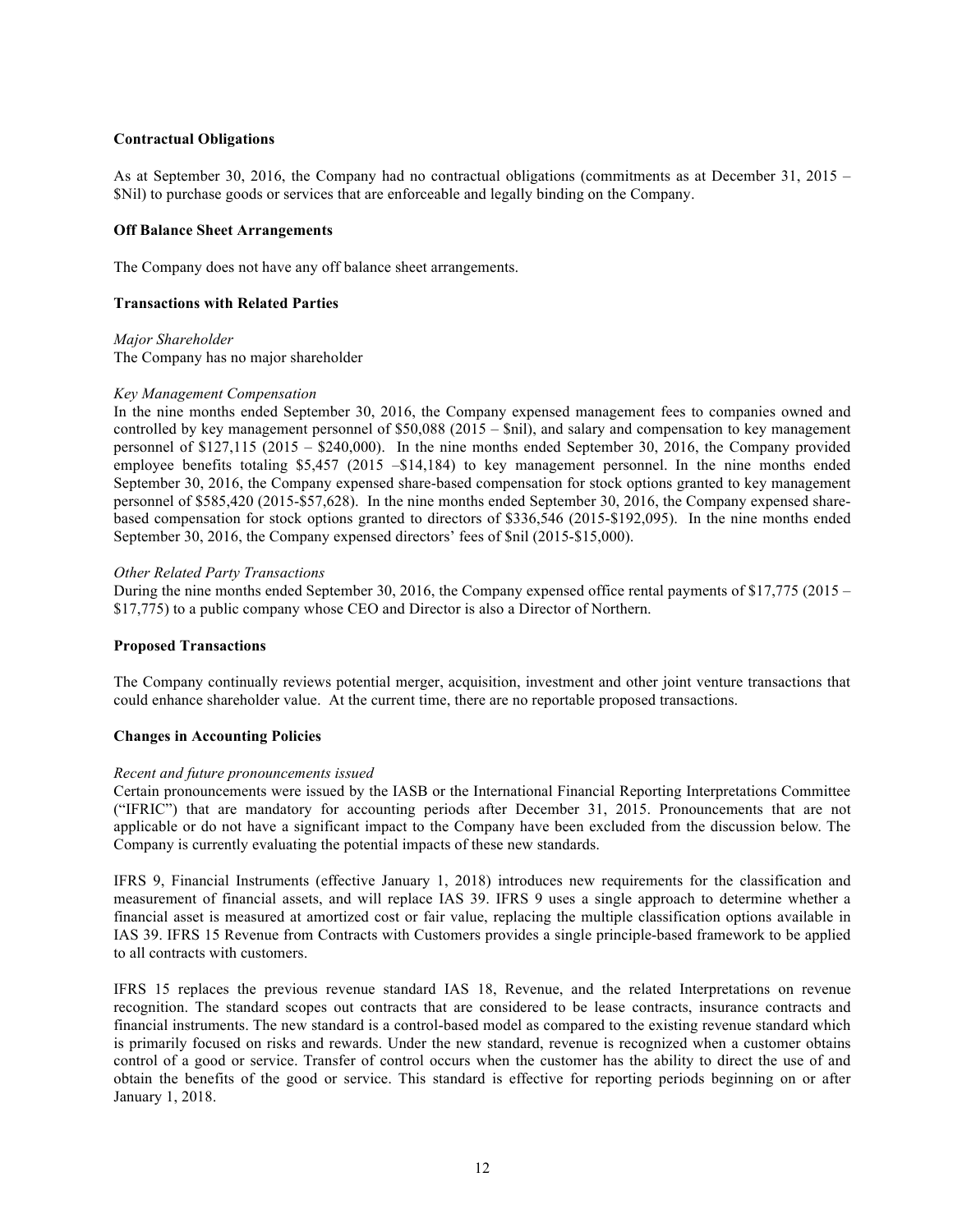**Contractual Obligations**

As at September 30, 2016, the Company had no contractual obligations (commitments as at December 31, 2015 – $Nil) to purchase goods or services that are enforceable and legally binding on the Company.

**Off Balance Sheet Arrangements**

The Company does not have any off balance sheet arrangements.

**Transactions with Related Parties**

*Major Shareholder*
The Company has no major shareholder

*Key Management Compensation*
In the nine months ended September 30, 2016, the Company expensed management fees to companies owned and controlled by key management personnel of $50,088 (2015 – $nil), and salary and compensation to key management personnel of $127,115 (2015 – $240,000). In the nine months ended September 30, 2016, the Company provided employee benefits totaling $5,457 (2015 –$14,184) to key management personnel. In the nine months ended September 30, 2016, the Company expensed share-based compensation for stock options granted to key management personnel of $585,420 (2015-$57,628). In the nine months ended September 30, 2016, the Company expensed share-based compensation for stock options granted to directors of $336,546 (2015-$192,095). In the nine months ended September 30, 2016, the Company expensed directors' fees of $nil (2015-$15,000).

*Other Related Party Transactions*
During the nine months ended September 30, 2016, the Company expensed office rental payments of $17,775 (2015 – $17,775) to a public company whose CEO and Director is also a Director of Northern.

**Proposed Transactions**

The Company continually reviews potential merger, acquisition, investment and other joint venture transactions that could enhance shareholder value. At the current time, there are no reportable proposed transactions.

**Changes in Accounting Policies**

*Recent and future pronouncements issued*
Certain pronouncements were issued by the IASB or the International Financial Reporting Interpretations Committee ("IFRIC") that are mandatory for accounting periods after December 31, 2015. Pronouncements that are not applicable or do not have a significant impact to the Company have been excluded from the discussion below. The Company is currently evaluating the potential impacts of these new standards.

IFRS 9, Financial Instruments (effective January 1, 2018) introduces new requirements for the classification and measurement of financial assets, and will replace IAS 39. IFRS 9 uses a single approach to determine whether a financial asset is measured at amortized cost or fair value, replacing the multiple classification options available in IAS 39. IFRS 15 Revenue from Contracts with Customers provides a single principle-based framework to be applied to all contracts with customers.

IFRS 15 replaces the previous revenue standard IAS 18, Revenue, and the related Interpretations on revenue recognition. The standard scopes out contracts that are considered to be lease contracts, insurance contracts and financial instruments. The new standard is a control-based model as compared to the existing revenue standard which is primarily focused on risks and rewards. Under the new standard, revenue is recognized when a customer obtains control of a good or service. Transfer of control occurs when the customer has the ability to direct the use of and obtain the benefits of the good or service. This standard is effective for reporting periods beginning on or after January 1, 2018.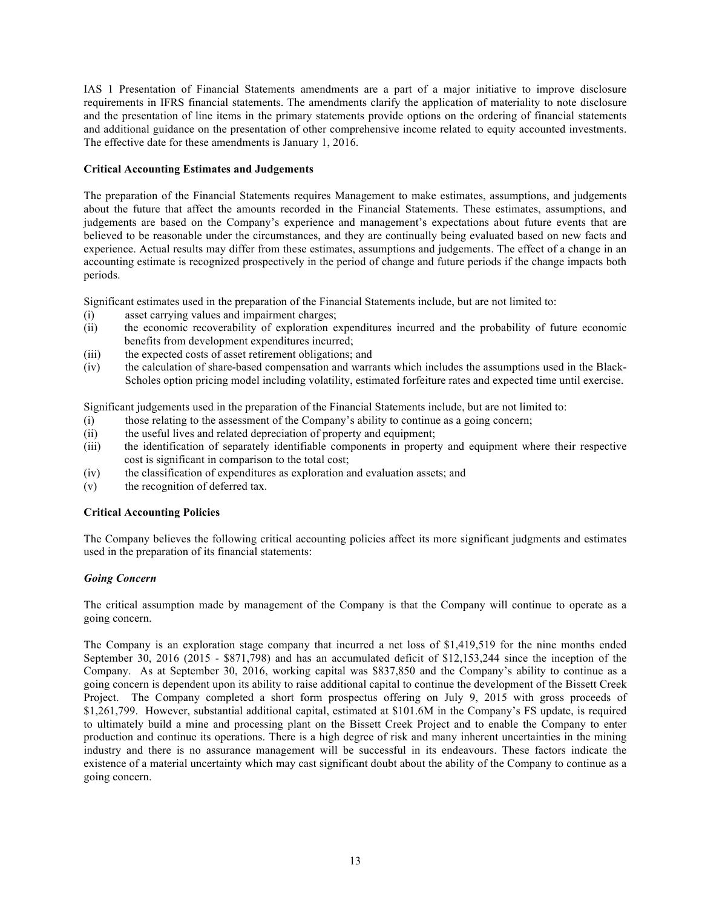IAS 1 Presentation of Financial Statements amendments are a part of a major initiative to improve disclosure requirements in IFRS financial statements. The amendments clarify the application of materiality to note disclosure and the presentation of line items in the primary statements provide options on the ordering of financial statements and additional guidance on the presentation of other comprehensive income related to equity accounted investments. The effective date for these amendments is January 1, 2016.

**Critical Accounting Estimates and Judgements**

The preparation of the Financial Statements requires Management to make estimates, assumptions, and judgements about the future that affect the amounts recorded in the Financial Statements. These estimates, assumptions, and judgements are based on the Company's experience and management's expectations about future events that are believed to be reasonable under the circumstances, and they are continually being evaluated based on new facts and experience. Actual results may differ from these estimates, assumptions and judgements. The effect of a change in an accounting estimate is recognized prospectively in the period of change and future periods if the change impacts both periods.

Significant estimates used in the preparation of the Financial Statements include, but are not limited to:

(i) asset carrying values and impairment charges;
(ii) the economic recoverability of exploration expenditures incurred and the probability of future economic benefits from development expenditures incurred;
(iii) the expected costs of asset retirement obligations; and
(iv) the calculation of share-based compensation and warrants which includes the assumptions used in the Black-Scholes option pricing model including volatility, estimated forfeiture rates and expected time until exercise.

Significant judgements used in the preparation of the Financial Statements include, but are not limited to:

(i) those relating to the assessment of the Company's ability to continue as a going concern;
(ii) the useful lives and related depreciation of property and equipment;
(iii) the identification of separately identifiable components in property and equipment where their respective cost is significant in comparison to the total cost;
(iv) the classification of expenditures as exploration and evaluation assets; and
(v) the recognition of deferred tax.

**Critical Accounting Policies**

The Company believes the following critical accounting policies affect its more significant judgments and estimates used in the preparation of its financial statements:

***Going Concern***

The critical assumption made by management of the Company is that the Company will continue to operate as a going concern.

The Company is an exploration stage company that incurred a net loss of $1,419,519 for the nine months ended September 30, 2016 (2015 - $871,798) and has an accumulated deficit of $12,153,244 since the inception of the Company. As at September 30, 2016, working capital was $837,850 and the Company's ability to continue as a going concern is dependent upon its ability to raise additional capital to continue the development of the Bissett Creek Project. The Company completed a short form prospectus offering on July 9, 2015 with gross proceeds of $1,261,799. However, substantial additional capital, estimated at $101.6M in the Company's FS update, is required to ultimately build a mine and processing plant on the Bissett Creek Project and to enable the Company to enter production and continue its operations. There is a high degree of risk and many inherent uncertainties in the mining industry and there is no assurance management will be successful in its endeavours. These factors indicate the existence of a material uncertainty which may cast significant doubt about the ability of the Company to continue as a going concern.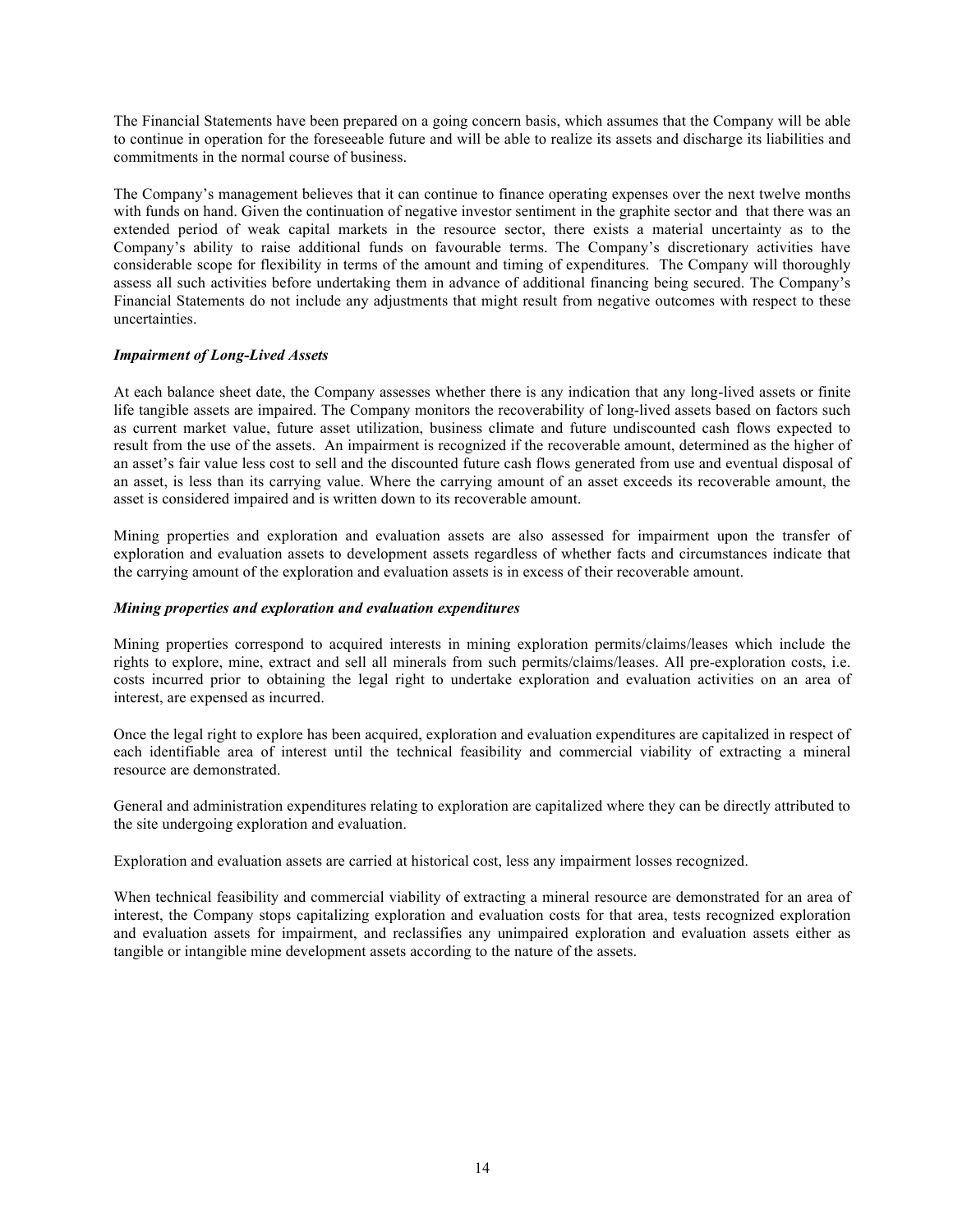The Financial Statements have been prepared on a going concern basis, which assumes that the Company will be able to continue in operation for the foreseeable future and will be able to realize its assets and discharge its liabilities and commitments in the normal course of business.

The Company's management believes that it can continue to finance operating expenses over the next twelve months with funds on hand. Given the continuation of negative investor sentiment in the graphite sector and that there was an extended period of weak capital markets in the resource sector, there exists a material uncertainty as to the Company's ability to raise additional funds on favourable terms. The Company's discretionary activities have considerable scope for flexibility in terms of the amount and timing of expenditures. The Company will thoroughly assess all such activities before undertaking them in advance of additional financing being secured. The Company's Financial Statements do not include any adjustments that might result from negative outcomes with respect to these uncertainties.

***Impairment of Long-Lived Assets***

At each balance sheet date, the Company assesses whether there is any indication that any long-lived assets or finite life tangible assets are impaired. The Company monitors the recoverability of long-lived assets based on factors such as current market value, future asset utilization, business climate and future undiscounted cash flows expected to result from the use of the assets. An impairment is recognized if the recoverable amount, determined as the higher of an asset's fair value less cost to sell and the discounted future cash flows generated from use and eventual disposal of an asset, is less than its carrying value. Where the carrying amount of an asset exceeds its recoverable amount, the asset is considered impaired and is written down to its recoverable amount.

Mining properties and exploration and evaluation assets are also assessed for impairment upon the transfer of exploration and evaluation assets to development assets regardless of whether facts and circumstances indicate that the carrying amount of the exploration and evaluation assets is in excess of their recoverable amount.

***Mining properties and exploration and evaluation expenditures***

Mining properties correspond to acquired interests in mining exploration permits/claims/leases which include the rights to explore, mine, extract and sell all minerals from such permits/claims/leases. All pre-exploration costs, i.e. costs incurred prior to obtaining the legal right to undertake exploration and evaluation activities on an area of interest, are expensed as incurred.

Once the legal right to explore has been acquired, exploration and evaluation expenditures are capitalized in respect of each identifiable area of interest until the technical feasibility and commercial viability of extracting a mineral resource are demonstrated.

General and administration expenditures relating to exploration are capitalized where they can be directly attributed to the site undergoing exploration and evaluation.

Exploration and evaluation assets are carried at historical cost, less any impairment losses recognized.

When technical feasibility and commercial viability of extracting a mineral resource are demonstrated for an area of interest, the Company stops capitalizing exploration and evaluation costs for that area, tests recognized exploration and evaluation assets for impairment, and reclassifies any unimpaired exploration and evaluation assets either as tangible or intangible mine development assets according to the nature of the assets.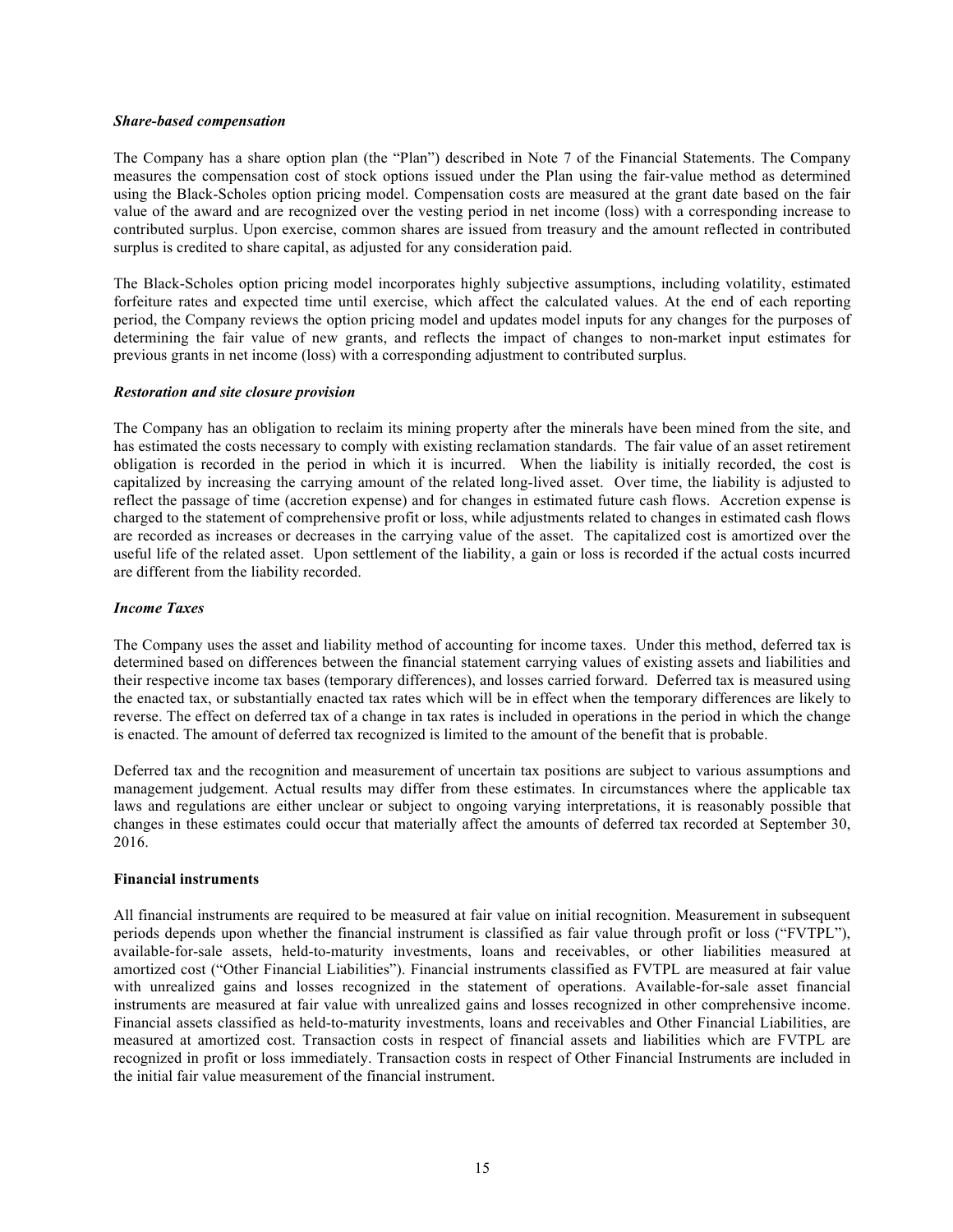***Share-based compensation***

The Company has a share option plan (the "Plan") described in Note 7 of the Financial Statements. The Company measures the compensation cost of stock options issued under the Plan using the fair-value method as determined using the Black-Scholes option pricing model. Compensation costs are measured at the grant date based on the fair value of the award and are recognized over the vesting period in net income (loss) with a corresponding increase to contributed surplus. Upon exercise, common shares are issued from treasury and the amount reflected in contributed surplus is credited to share capital, as adjusted for any consideration paid.

The Black-Scholes option pricing model incorporates highly subjective assumptions, including volatility, estimated forfeiture rates and expected time until exercise, which affect the calculated values. At the end of each reporting period, the Company reviews the option pricing model and updates model inputs for any changes for the purposes of determining the fair value of new grants, and reflects the impact of changes to non-market input estimates for previous grants in net income (loss) with a corresponding adjustment to contributed surplus.

***Restoration and site closure provision***

The Company has an obligation to reclaim its mining property after the minerals have been mined from the site, and has estimated the costs necessary to comply with existing reclamation standards. The fair value of an asset retirement obligation is recorded in the period in which it is incurred. When the liability is initially recorded, the cost is capitalized by increasing the carrying amount of the related long-lived asset. Over time, the liability is adjusted to reflect the passage of time (accretion expense) and for changes in estimated future cash flows. Accretion expense is charged to the statement of comprehensive profit or loss, while adjustments related to changes in estimated cash flows are recorded as increases or decreases in the carrying value of the asset. The capitalized cost is amortized over the useful life of the related asset. Upon settlement of the liability, a gain or loss is recorded if the actual costs incurred are different from the liability recorded.

***Income Taxes***

The Company uses the asset and liability method of accounting for income taxes. Under this method, deferred tax is determined based on differences between the financial statement carrying values of existing assets and liabilities and their respective income tax bases (temporary differences), and losses carried forward. Deferred tax is measured using the enacted tax, or substantially enacted tax rates which will be in effect when the temporary differences are likely to reverse. The effect on deferred tax of a change in tax rates is included in operations in the period in which the change is enacted. The amount of deferred tax recognized is limited to the amount of the benefit that is probable.

Deferred tax and the recognition and measurement of uncertain tax positions are subject to various assumptions and management judgement. Actual results may differ from these estimates. In circumstances where the applicable tax laws and regulations are either unclear or subject to ongoing varying interpretations, it is reasonably possible that changes in these estimates could occur that materially affect the amounts of deferred tax recorded at September 30, 2016.

**Financial instruments**

All financial instruments are required to be measured at fair value on initial recognition. Measurement in subsequent periods depends upon whether the financial instrument is classified as fair value through profit or loss ("FVTPL"), available-for-sale assets, held-to-maturity investments, loans and receivables, or other liabilities measured at amortized cost ("Other Financial Liabilities"). Financial instruments classified as FVTPL are measured at fair value with unrealized gains and losses recognized in the statement of operations. Available-for-sale asset financial instruments are measured at fair value with unrealized gains and losses recognized in other comprehensive income. Financial assets classified as held-to-maturity investments, loans and receivables and Other Financial Liabilities, are measured at amortized cost. Transaction costs in respect of financial assets and liabilities which are FVTPL are recognized in profit or loss immediately. Transaction costs in respect of Other Financial Instruments are included in the initial fair value measurement of the financial instrument.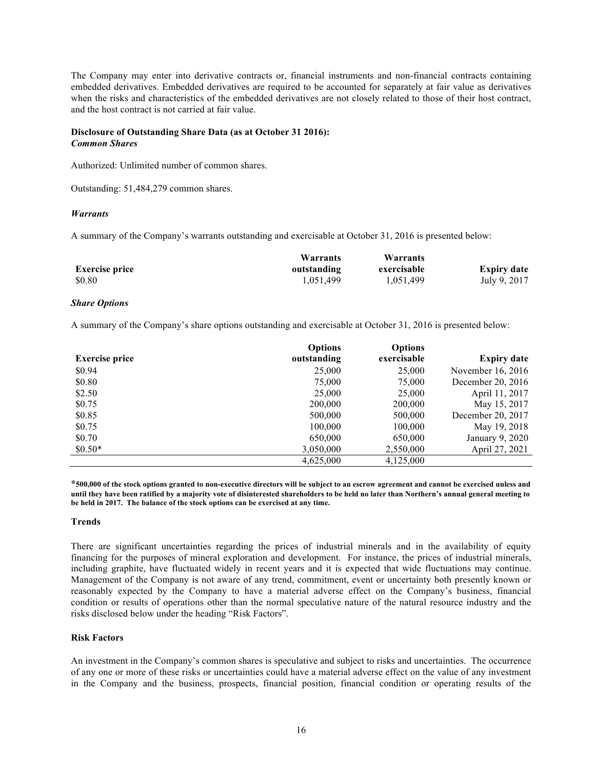The Company may enter into derivative contracts or, financial instruments and non-financial contracts containing embedded derivatives. Embedded derivatives are required to be accounted for separately at fair value as derivatives when the risks and characteristics of the embedded derivatives are not closely related to those of their host contract, and the host contract is not carried at fair value.

**Disclosure of Outstanding Share Data (as at October 31 2016):**
***Common Shares***

Authorized: Unlimited number of common shares.

Outstanding: 51,484,279 common shares.

***Warrants***

A summary of the Company's warrants outstanding and exercisable at October 31, 2016 is presented below:

| Exercise price | Warrants outstanding | Warrants exercisable | Expiry date |
|---|---|---|---|
| $0.80 | 1,051,499 | 1,051,499 | July 9, 2017 |

***Share Options***

A summary of the Company's share options outstanding and exercisable at October 31, 2016 is presented below:

| Exercise price | Options outstanding | Options exercisable | Expiry date |
|---|---|---|---|
| $0.94 | 25,000 | 25,000 | November 16, 2016 |
| $0.80 | 75,000 | 75,000 | December 20, 2016 |
| $2.50 | 25,000 | 25,000 | April 11, 2017 |
| $0.75 | 200,000 | 200,000 | May 15, 2017 |
| $0.85 | 500,000 | 500,000 | December 20, 2017 |
| $0.75 | 100,000 | 100,000 | May 19, 2018 |
| $0.70 | 650,000 | 650,000 | January 9, 2020 |
| $0.50* | 3,050,000 | 2,550,000 | April 27, 2021 |
| | 4,625,000 | 4,125,000 | |

**\*500,000 of the stock options granted to non-executive directors will be subject to an escrow agreement and cannot be exercised unless and until they have been ratified by a majority vote of disinterested shareholders to be held no later than Northern's annual general meeting to be held in 2017. The balance of the stock options can be exercised at any time.**

**Trends**

There are significant uncertainties regarding the prices of industrial minerals and in the availability of equity financing for the purposes of mineral exploration and development. For instance, the prices of industrial minerals, including graphite, have fluctuated widely in recent years and it is expected that wide fluctuations may continue. Management of the Company is not aware of any trend, commitment, event or uncertainty both presently known or reasonably expected by the Company to have a material adverse effect on the Company's business, financial condition or results of operations other than the normal speculative nature of the natural resource industry and the risks disclosed below under the heading "Risk Factors".

**Risk Factors**

An investment in the Company's common shares is speculative and subject to risks and uncertainties. The occurrence of any one or more of these risks or uncertainties could have a material adverse effect on the value of any investment in the Company and the business, prospects, financial position, financial condition or operating results of the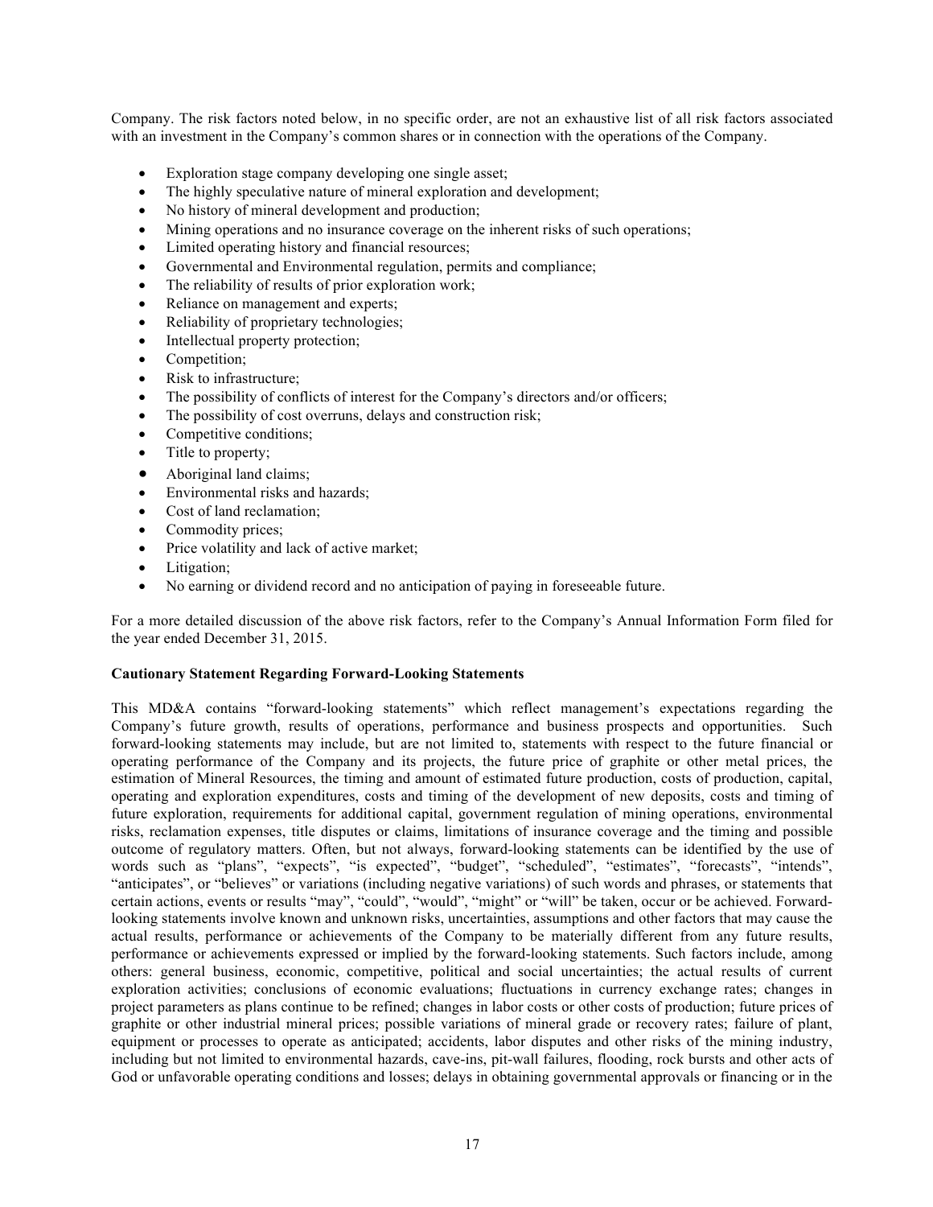Company. The risk factors noted below, in no specific order, are not an exhaustive list of all risk factors associated with an investment in the Company's common shares or in connection with the operations of the Company.

- Exploration stage company developing one single asset;
- The highly speculative nature of mineral exploration and development;
- No history of mineral development and production;
- Mining operations and no insurance coverage on the inherent risks of such operations;
- Limited operating history and financial resources;
- Governmental and Environmental regulation, permits and compliance;
- The reliability of results of prior exploration work;
- Reliance on management and experts;
- Reliability of proprietary technologies;
- Intellectual property protection;
- Competition;
- Risk to infrastructure;
- The possibility of conflicts of interest for the Company's directors and/or officers;
- The possibility of cost overruns, delays and construction risk;
- Competitive conditions;
- Title to property;
- Aboriginal land claims;
- Environmental risks and hazards;
- Cost of land reclamation;
- Commodity prices;
- Price volatility and lack of active market;
- Litigation;
- No earning or dividend record and no anticipation of paying in foreseeable future.

For a more detailed discussion of the above risk factors, refer to the Company's Annual Information Form filed for the year ended December 31, 2015.

**Cautionary Statement Regarding Forward-Looking Statements**

This MD&A contains "forward-looking statements" which reflect management's expectations regarding the Company's future growth, results of operations, performance and business prospects and opportunities. Such forward-looking statements may include, but are not limited to, statements with respect to the future financial or operating performance of the Company and its projects, the future price of graphite or other metal prices, the estimation of Mineral Resources, the timing and amount of estimated future production, costs of production, capital, operating and exploration expenditures, costs and timing of the development of new deposits, costs and timing of future exploration, requirements for additional capital, government regulation of mining operations, environmental risks, reclamation expenses, title disputes or claims, limitations of insurance coverage and the timing and possible outcome of regulatory matters. Often, but not always, forward-looking statements can be identified by the use of words such as "plans", "expects", "is expected", "budget", "scheduled", "estimates", "forecasts", "intends", "anticipates", or "believes" or variations (including negative variations) of such words and phrases, or statements that certain actions, events or results "may", "could", "would", "might" or "will" be taken, occur or be achieved. Forward-looking statements involve known and unknown risks, uncertainties, assumptions and other factors that may cause the actual results, performance or achievements of the Company to be materially different from any future results, performance or achievements expressed or implied by the forward-looking statements. Such factors include, among others: general business, economic, competitive, political and social uncertainties; the actual results of current exploration activities; conclusions of economic evaluations; fluctuations in currency exchange rates; changes in project parameters as plans continue to be refined; changes in labor costs or other costs of production; future prices of graphite or other industrial mineral prices; possible variations of mineral grade or recovery rates; failure of plant, equipment or processes to operate as anticipated; accidents, labor disputes and other risks of the mining industry, including but not limited to environmental hazards, cave-ins, pit-wall failures, flooding, rock bursts and other acts of God or unfavorable operating conditions and losses; delays in obtaining governmental approvals or financing or in the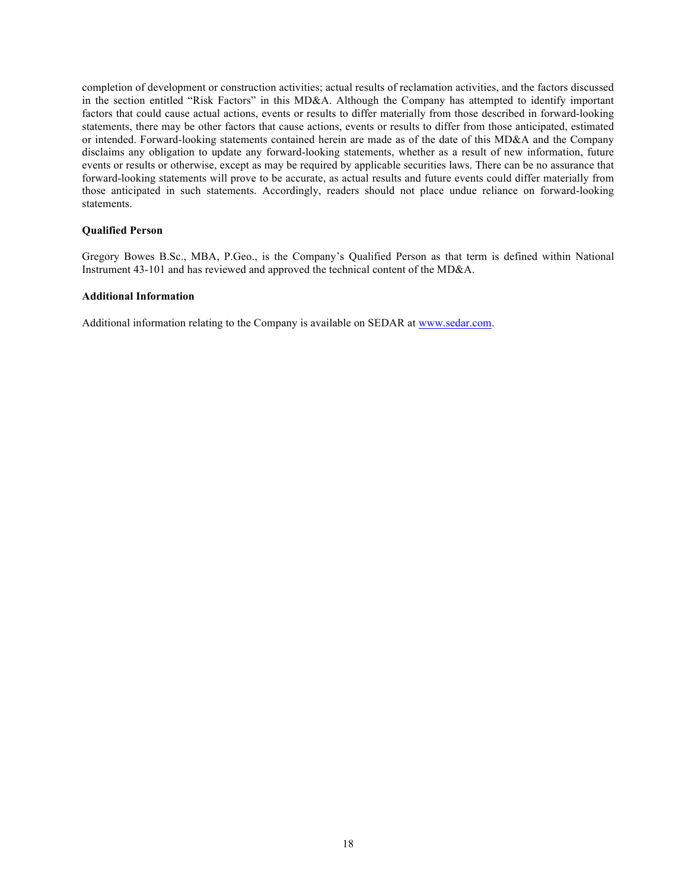completion of development or construction activities; actual results of reclamation activities, and the factors discussed in the section entitled "Risk Factors" in this MD&A. Although the Company has attempted to identify important factors that could cause actual actions, events or results to differ materially from those described in forward-looking statements, there may be other factors that cause actions, events or results to differ from those anticipated, estimated or intended. Forward-looking statements contained herein are made as of the date of this MD&A and the Company disclaims any obligation to update any forward-looking statements, whether as a result of new information, future events or results or otherwise, except as may be required by applicable securities laws. There can be no assurance that forward-looking statements will prove to be accurate, as actual results and future events could differ materially from those anticipated in such statements. Accordingly, readers should not place undue reliance on forward-looking statements.

**Qualified Person**

Gregory Bowes B.Sc., MBA, P.Geo., is the Company's Qualified Person as that term is defined within National Instrument 43-101 and has reviewed and approved the technical content of the MD&A.

**Additional Information**

Additional information relating to the Company is available on SEDAR at www.sedar.com.